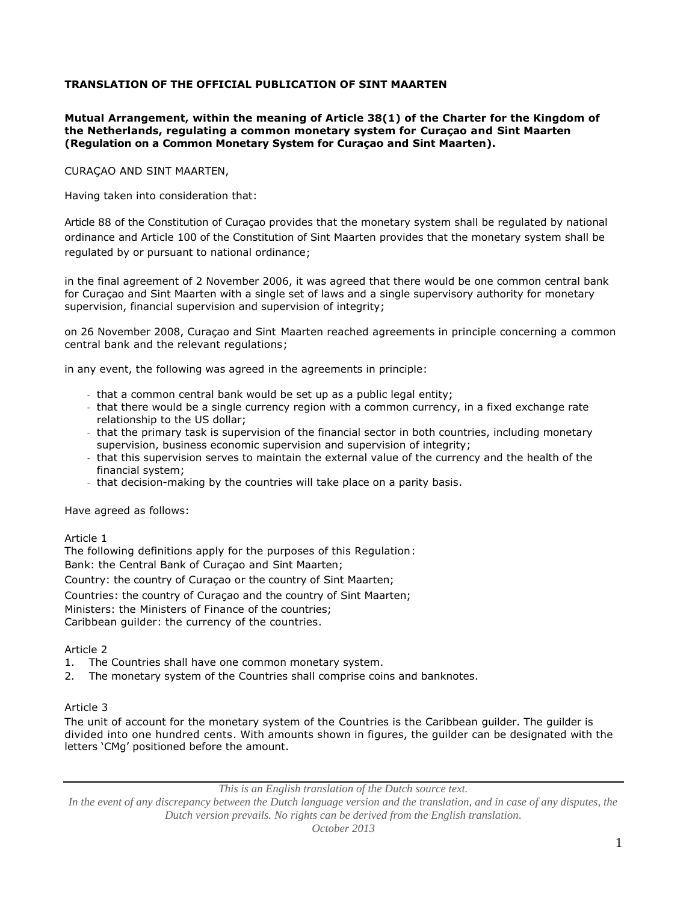**TRANSLATION OF THE OFFICIAL PUBLICATION OF SINT MAARTEN**

**Mutual Arrangement, within the meaning of Article 38(1) of the Charter for the Kingdom of the Netherlands, regulating a common monetary system for Curaçao and Sint Maarten (Regulation on a Common Monetary System for Curaçao and Sint Maarten).**

CURAÇAO AND SINT MAARTEN,

Having taken into consideration that:

Article 88 of the Constitution of Curaçao provides that the monetary system shall be regulated by national ordinance and Article 100 of the Constitution of Sint Maarten provides that the monetary system shall be regulated by or pursuant to national ordinance;

in the final agreement of 2 November 2006, it was agreed that there would be one common central bank for Curaçao and Sint Maarten with a single set of laws and a single supervisory authority for monetary supervision, financial supervision and supervision of integrity;

on 26 November 2008, Curaçao and Sint Maarten reached agreements in principle concerning a common central bank and the relevant regulations;

in any event, the following was agreed in the agreements in principle:

- that a common central bank would be set up as a public legal entity;
- that there would be a single currency region with a common currency, in a fixed exchange rate relationship to the US dollar;
- that the primary task is supervision of the financial sector in both countries, including monetary supervision, business economic supervision and supervision of integrity;
- that this supervision serves to maintain the external value of the currency and the health of the financial system;
- that decision-making by the countries will take place on a parity basis.

Have agreed as follows:

Article 1
The following definitions apply for the purposes of this Regulation:
Bank: the Central Bank of Curaçao and Sint Maarten;
Country: the country of Curaçao or the country of Sint Maarten;
Countries: the country of Curaçao and the country of Sint Maarten;
Ministers: the Ministers of Finance of the countries;
Caribbean guilder: the currency of the countries.

Article 2
1. The Countries shall have one common monetary system.
2. The monetary system of the Countries shall comprise coins and banknotes.

Article 3
The unit of account for the monetary system of the Countries is the Caribbean guilder. The guilder is divided into one hundred cents. With amounts shown in figures, the guilder can be designated with the letters 'CMg' positioned before the amount.

*This is an English translation of the Dutch source text.*
*In the event of any discrepancy between the Dutch language version and the translation, and in case of any disputes, the Dutch version prevails. No rights can be derived from the English translation.*
*October 2013*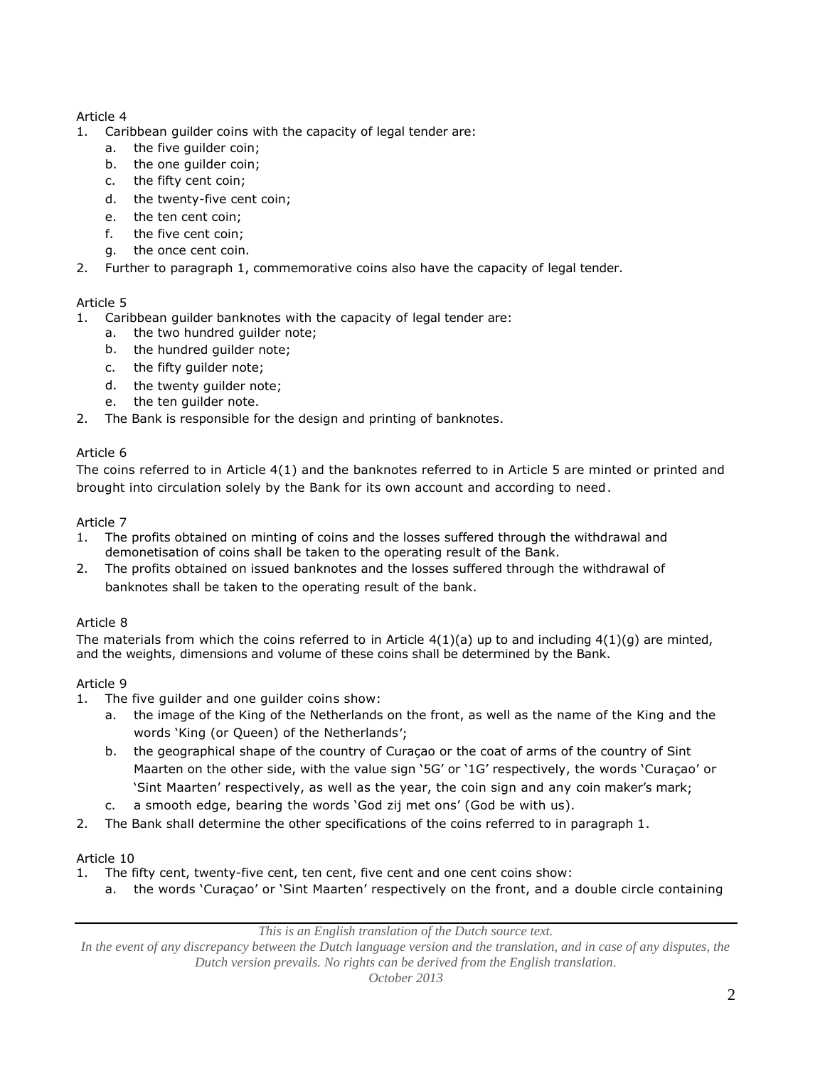Article 4

1. Caribbean guilder coins with the capacity of legal tender are:
   a. the five guilder coin;
   b. the one guilder coin;
   c. the fifty cent coin;
   d. the twenty-five cent coin;
   e. the ten cent coin;
   f. the five cent coin;
   g. the once cent coin.
2. Further to paragraph 1, commemorative coins also have the capacity of legal tender.

Article 5

1. Caribbean guilder banknotes with the capacity of legal tender are:
   a. the two hundred guilder note;
   b. the hundred guilder note;
   c. the fifty guilder note;
   d. the twenty guilder note;
   e. the ten guilder note.
2. The Bank is responsible for the design and printing of banknotes.

Article 6

The coins referred to in Article 4(1) and the banknotes referred to in Article 5 are minted or printed and brought into circulation solely by the Bank for its own account and according to need.

Article 7

1. The profits obtained on minting of coins and the losses suffered through the withdrawal and demonetisation of coins shall be taken to the operating result of the Bank.
2. The profits obtained on issued banknotes and the losses suffered through the withdrawal of banknotes shall be taken to the operating result of the bank.

Article 8

The materials from which the coins referred to in Article 4(1)(a) up to and including 4(1)(g) are minted, and the weights, dimensions and volume of these coins shall be determined by the Bank.

Article 9

1. The five guilder and one guilder coins show:
   a. the image of the King of the Netherlands on the front, as well as the name of the King and the words 'King (or Queen) of the Netherlands';
   b. the geographical shape of the country of Curaçao or the coat of arms of the country of Sint Maarten on the other side, with the value sign '5G' or '1G' respectively, the words 'Curaçao' or 'Sint Maarten' respectively, as well as the year, the coin sign and any coin maker's mark;
   c. a smooth edge, bearing the words 'God zij met ons' (God be with us).
2. The Bank shall determine the other specifications of the coins referred to in paragraph 1.

Article 10

1. The fifty cent, twenty-five cent, ten cent, five cent and one cent coins show:
   a. the words 'Curaçao' or 'Sint Maarten' respectively on the front, and a double circle containing

*This is an English translation of the Dutch source text.*
*In the event of any discrepancy between the Dutch language version and the translation, and in case of any disputes, the Dutch version prevails. No rights can be derived from the English translation.*
*October 2013*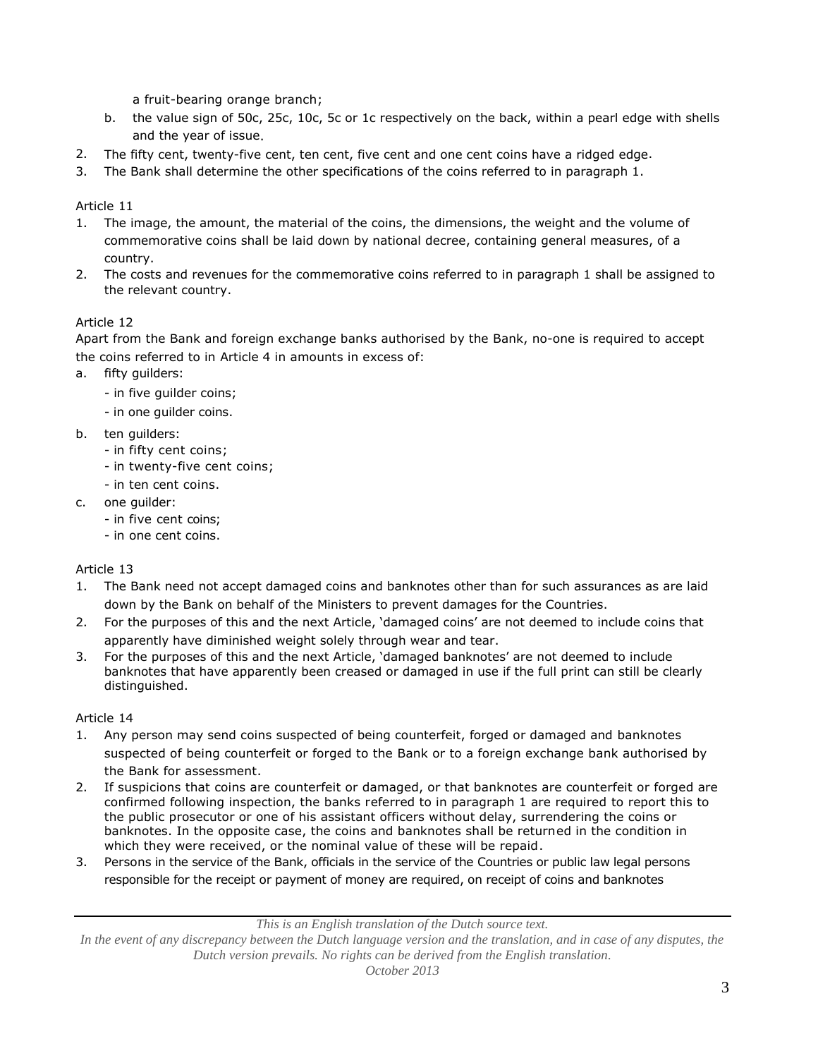a fruit-bearing orange branch;

b. the value sign of 50c, 25c, 10c, 5c or 1c respectively on the back, within a pearl edge with shells and the year of issue.

2. The fifty cent, twenty-five cent, ten cent, five cent and one cent coins have a ridged edge.
3. The Bank shall determine the other specifications of the coins referred to in paragraph 1.

Article 11

1. The image, the amount, the material of the coins, the dimensions, the weight and the volume of commemorative coins shall be laid down by national decree, containing general measures, of a country.
2. The costs and revenues for the commemorative coins referred to in paragraph 1 shall be assigned to the relevant country.

Article 12

Apart from the Bank and foreign exchange banks authorised by the Bank, no-one is required to accept the coins referred to in Article 4 in amounts in excess of:

a. fifty guilders:
   - in five guilder coins;
   - in one guilder coins.
b. ten guilders:
   - in fifty cent coins;
   - in twenty-five cent coins;
   - in ten cent coins.
c. one guilder:
   - in five cent coins;
   - in one cent coins.

Article 13

1. The Bank need not accept damaged coins and banknotes other than for such assurances as are laid down by the Bank on behalf of the Ministers to prevent damages for the Countries.
2. For the purposes of this and the next Article, 'damaged coins' are not deemed to include coins that apparently have diminished weight solely through wear and tear.
3. For the purposes of this and the next Article, 'damaged banknotes' are not deemed to include banknotes that have apparently been creased or damaged in use if the full print can still be clearly distinguished.

Article 14

1. Any person may send coins suspected of being counterfeit, forged or damaged and banknotes suspected of being counterfeit or forged to the Bank or to a foreign exchange bank authorised by the Bank for assessment.
2. If suspicions that coins are counterfeit or damaged, or that banknotes are counterfeit or forged are confirmed following inspection, the banks referred to in paragraph 1 are required to report this to the public prosecutor or one of his assistant officers without delay, surrendering the coins or banknotes. In the opposite case, the coins and banknotes shall be returned in the condition in which they were received, or the nominal value of these will be repaid.
3. Persons in the service of the Bank, officials in the service of the Countries or public law legal persons responsible for the receipt or payment of money are required, on receipt of coins and banknotes

*This is an English translation of the Dutch source text.*
*In the event of any discrepancy between the Dutch language version and the translation, and in case of any disputes, the Dutch version prevails. No rights can be derived from the English translation.*
*October 2013*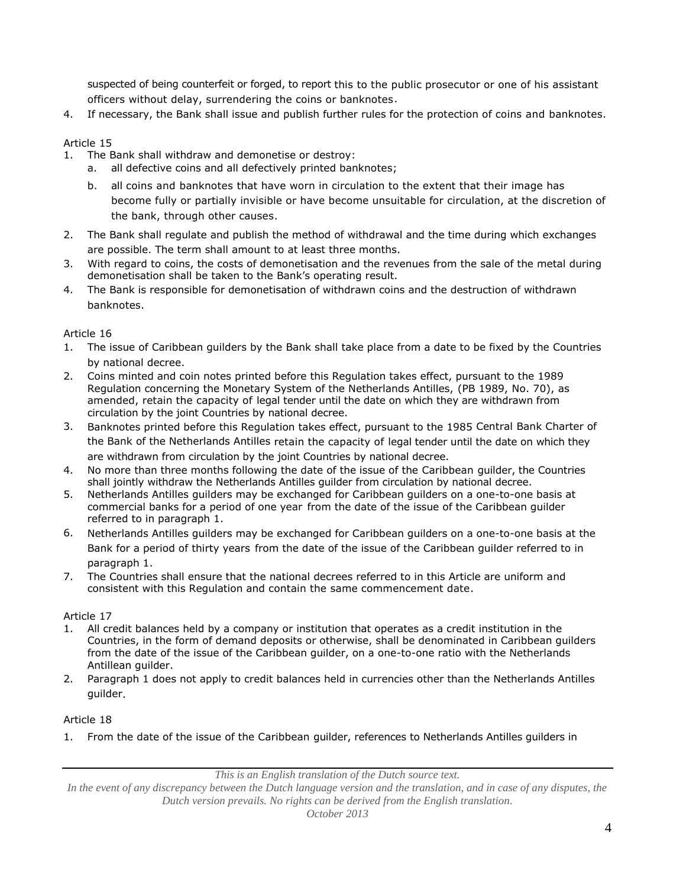suspected of being counterfeit or forged, to report this to the public prosecutor or one of his assistant officers without delay, surrendering the coins or banknotes.

4. If necessary, the Bank shall issue and publish further rules for the protection of coins and banknotes.

Article 15

1. The Bank shall withdraw and demonetise or destroy:
   a. all defective coins and all defectively printed banknotes;
   b. all coins and banknotes that have worn in circulation to the extent that their image has become fully or partially invisible or have become unsuitable for circulation, at the discretion of the bank, through other causes.
2. The Bank shall regulate and publish the method of withdrawal and the time during which exchanges are possible. The term shall amount to at least three months.
3. With regard to coins, the costs of demonetisation and the revenues from the sale of the metal during demonetisation shall be taken to the Bank's operating result.
4. The Bank is responsible for demonetisation of withdrawn coins and the destruction of withdrawn banknotes.

Article 16

1. The issue of Caribbean guilders by the Bank shall take place from a date to be fixed by the Countries by national decree.
2. Coins minted and coin notes printed before this Regulation takes effect, pursuant to the 1989 Regulation concerning the Monetary System of the Netherlands Antilles, (PB 1989, No. 70), as amended, retain the capacity of legal tender until the date on which they are withdrawn from circulation by the joint Countries by national decree.
3. Banknotes printed before this Regulation takes effect, pursuant to the 1985 Central Bank Charter of the Bank of the Netherlands Antilles retain the capacity of legal tender until the date on which they are withdrawn from circulation by the joint Countries by national decree.
4. No more than three months following the date of the issue of the Caribbean guilder, the Countries shall jointly withdraw the Netherlands Antilles guilder from circulation by national decree.
5. Netherlands Antilles guilders may be exchanged for Caribbean guilders on a one-to-one basis at commercial banks for a period of one year from the date of the issue of the Caribbean guilder referred to in paragraph 1.
6. Netherlands Antilles guilders may be exchanged for Caribbean guilders on a one-to-one basis at the Bank for a period of thirty years from the date of the issue of the Caribbean guilder referred to in paragraph 1.
7. The Countries shall ensure that the national decrees referred to in this Article are uniform and consistent with this Regulation and contain the same commencement date.

Article 17

1. All credit balances held by a company or institution that operates as a credit institution in the Countries, in the form of demand deposits or otherwise, shall be denominated in Caribbean guilders from the date of the issue of the Caribbean guilder, on a one-to-one ratio with the Netherlands Antillean guilder.
2. Paragraph 1 does not apply to credit balances held in currencies other than the Netherlands Antilles guilder.

Article 18

1. From the date of the issue of the Caribbean guilder, references to Netherlands Antilles guilders in

*This is an English translation of the Dutch source text.*
*In the event of any discrepancy between the Dutch language version and the translation, and in case of any disputes, the Dutch version prevails. No rights can be derived from the English translation.*
*October 2013*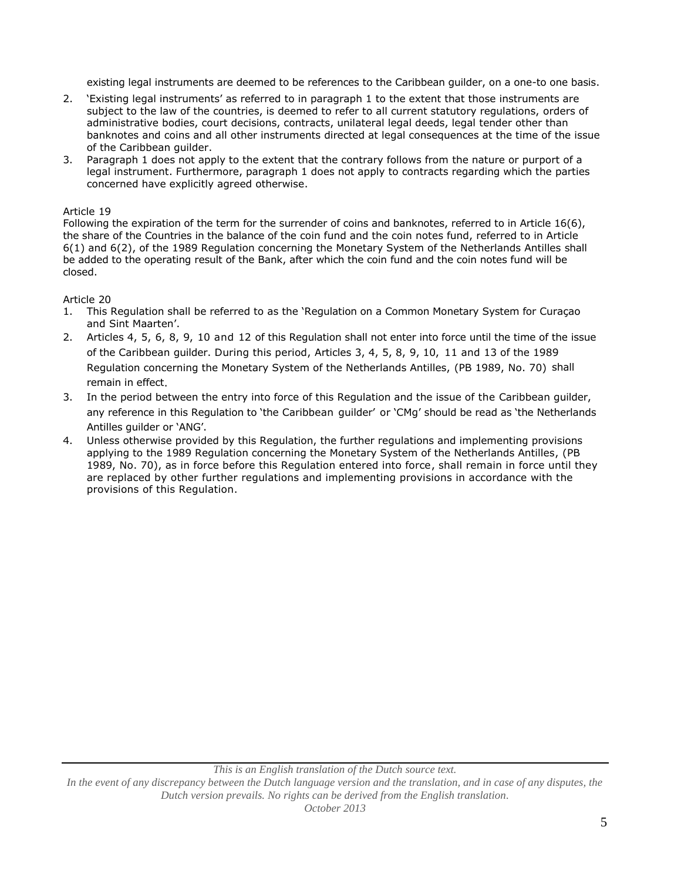existing legal instruments are deemed to be references to the Caribbean guilder, on a one-to one basis.

2. 'Existing legal instruments' as referred to in paragraph 1 to the extent that those instruments are subject to the law of the countries, is deemed to refer to all current statutory regulations, orders of administrative bodies, court decisions, contracts, unilateral legal deeds, legal tender other than banknotes and coins and all other instruments directed at legal consequences at the time of the issue of the Caribbean guilder.
3. Paragraph 1 does not apply to the extent that the contrary follows from the nature or purport of a legal instrument. Furthermore, paragraph 1 does not apply to contracts regarding which the parties concerned have explicitly agreed otherwise.

Article 19

Following the expiration of the term for the surrender of coins and banknotes, referred to in Article 16(6), the share of the Countries in the balance of the coin fund and the coin notes fund, referred to in Article 6(1) and 6(2), of the 1989 Regulation concerning the Monetary System of the Netherlands Antilles shall be added to the operating result of the Bank, after which the coin fund and the coin notes fund will be closed.

Article 20

1. This Regulation shall be referred to as the 'Regulation on a Common Monetary System for Curaçao and Sint Maarten'.
2. Articles 4, 5, 6, 8, 9, 10 and 12 of this Regulation shall not enter into force until the time of the issue of the Caribbean guilder. During this period, Articles 3, 4, 5, 8, 9, 10, 11 and 13 of the 1989 Regulation concerning the Monetary System of the Netherlands Antilles, (PB 1989, No. 70) shall remain in effect.
3. In the period between the entry into force of this Regulation and the issue of the Caribbean guilder, any reference in this Regulation to 'the Caribbean guilder' or 'CMg' should be read as 'the Netherlands Antilles guilder or 'ANG'.
4. Unless otherwise provided by this Regulation, the further regulations and implementing provisions applying to the 1989 Regulation concerning the Monetary System of the Netherlands Antilles, (PB 1989, No. 70), as in force before this Regulation entered into force, shall remain in force until they are replaced by other further regulations and implementing provisions in accordance with the provisions of this Regulation.

*This is an English translation of the Dutch source text.*
*In the event of any discrepancy between the Dutch language version and the translation, and in case of any disputes, the Dutch version prevails. No rights can be derived from the English translation.*
*October 2013*